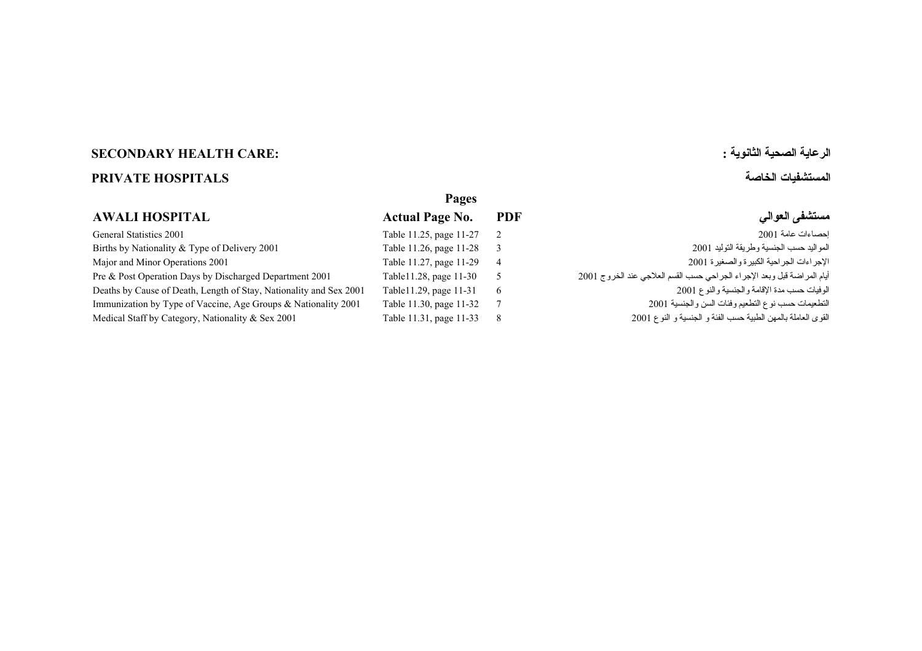## SECONDARY HEALTH CARE: الرعاية الصحية الثانوية :

## PRIVATE HOSPITALS المستشفيات الخاصة

| AWALI HOSPITAL | Pages<br>Actual Page No. | PDF | مستشفى العوالي |
|---|---|---|---|
| General Statistics 2001 | Table 11.25, page 11-27 | 2 | إحصاءات عامة 2001 |
| Births by Nationality & Type of Delivery 2001 | Table 11.26, page 11-28 | 3 | المواليد حسب الجنسية وطريقة التوليد 2001 |
| Major and Minor Operations 2001 | Table 11.27, page 11-29 | 4 | الإجراءات الجراحية الكبيرة والصغيرة 2001 |
| Pre & Post Operation Days by Discharged Department 2001 | Table11.28, page 11-30 | 5 | أيام المراضة قبل وبعد الإجراء الجراحي حسب القسم العلاجي عند الخروج 2001 |
| Deaths by Cause of Death, Length of Stay, Nationality and Sex 2001 | Table11.29, page 11-31 | 6 | الوفيات حسب مدة الإقامة والجنسية والنوع 2001 |
| Immunization by Type of Vaccine, Age Groups & Nationality 2001 | Table 11.30, page 11-32 | 7 | التطعيمات حسب نوع التطعيم وفئات السن والجنسية 2001 |
| Medical Staff by Category, Nationality & Sex 2001 | Table 11.31, page 11-33 | 8 | القوى العاملة بالمهن الطبية حسب الفئة و الجنسية و النوع 2001 |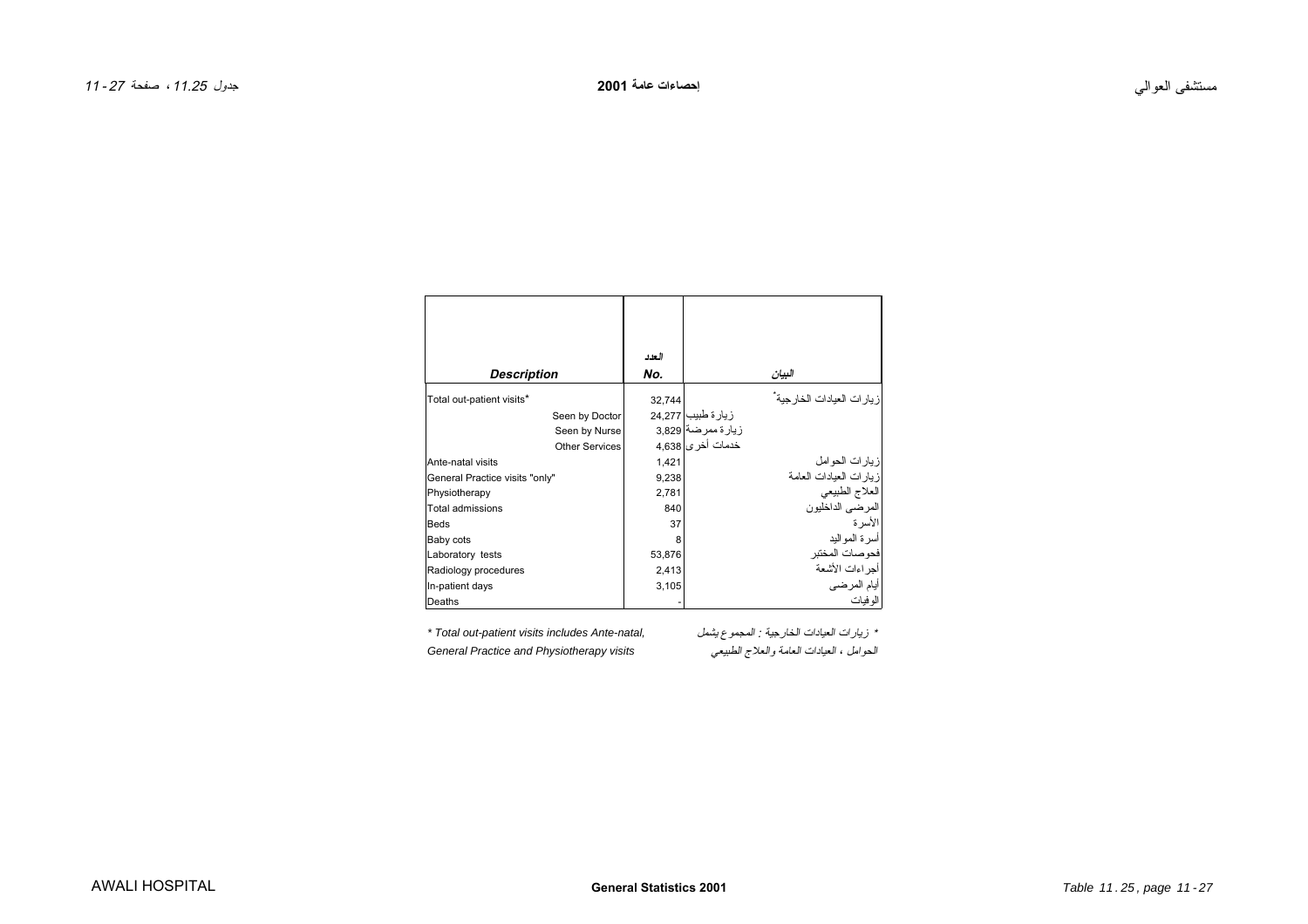| Description | العدد No. | البيان |
|---|---|---|
| Total out-patient visits* | 32,744 | زيارات العيادات الخارجية* |
| Seen by Doctor | 24,277 | زيارة طبيب |
| Seen by Nurse | 3,829 | زيارة ممرضة |
| Other Services | 4,638 | خدمات أخرى |
| Ante-natal visits | 1,421 | زيارات الحوامل |
| General Practice visits "only" | 9,238 | زيارات العيادات العامة |
| Physiotherapy | 2,781 | العلاج الطبيعي |
| Total admissions | 840 | المرضى الداخليون |
| Beds | 37 | الأسرة |
| Baby cots | 8 | أسرة المواليد |
| Laboratory tests | 53,876 | فحوصات المختبر |
| Radiology procedures | 2,413 | أجراءات الأشعة |
| In-patient days | 3,105 | أيام المرضى |
| Deaths | - | الوفيات |

*\* Total out-patient visits includes Ante-natal, General Practice and Physiotherapy visits*

*\* زيارات العيادات الخارجية : المجموع يشمل الحوامل ، العيادات العامة والعلاج الطبيعي*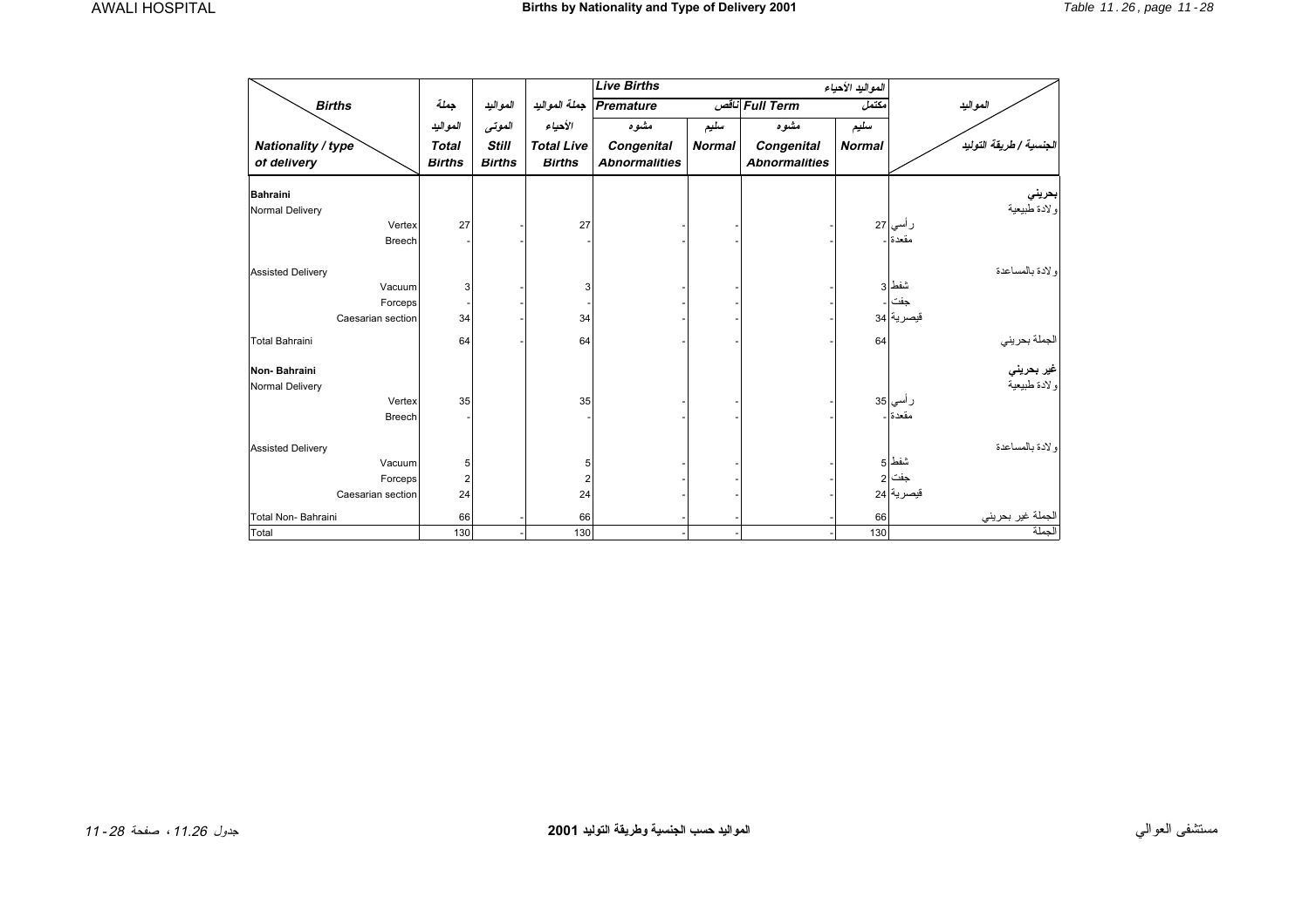# Births by Nationality and Type of Delivery 2001

| Births / Nationality / type of delivery | جملة المواليد Total Births | المواليد الموتى Still Births | جملة المواليد الأحياء Total Live Births | Live Births المواليد الأحياء: Premature ناقص - مشوه Congenital Abnormalities | Premature ناقص - سليم Normal | Full Term مكتمل - مشوه Congenital Abnormalities | Full Term مكتمل - سليم Normal | المواليد / الجنسية / طريقة التوليد |
|---|---|---|---|---|---|---|---|---|
| **Bahraini** | | | | | | | | **بحريني** |
| Normal Delivery | | | | | | | | ولادة طبيعية |
| Vertex | 27 | - | 27 | - | - | - | 27 | رأسي |
| Breech | - | - | - | - | - | - | - | مقعدة |
| Assisted Delivery | | | | | | | | ولادة بالمساعدة |
| Vacuum | 3 | - | 3 | - | - | - | 3 | شفط |
| Forceps | - | - | - | - | - | - | - | جفت |
| Caesarian section | 34 | - | 34 | - | - | - | 34 | قيصرية |
| Total Bahraini | 64 | - | 64 | - | - | - | 64 | الجملة بحريني |
| **Non- Bahraini** | | | | | | | | **غير بحريني** |
| Normal Delivery | | | | | | | | ولادة طبيعية |
| Vertex | 35 | | 35 | - | - | - | 35 | رأسي |
| Breech | - | | - | - | - | - | - | مقعدة |
| Assisted Delivery | | | | | | | | ولادة بالمساعدة |
| Vacuum | 5 | | 5 | - | - | - | 5 | شفط |
| Forceps | 2 | | 2 | - | - | - | 2 | جفت |
| Caesarian section | 24 | | 24 | - | - | - | 24 | قيصرية |
| Total Non- Bahraini | 66 | - | 66 | - | - | - | 66 | الجملة غير بحريني |
| Total | 130 | - | 130 | - | - | - | 130 | الجملة |

المواليد حسب الجنسية وطريقة التوليد 2001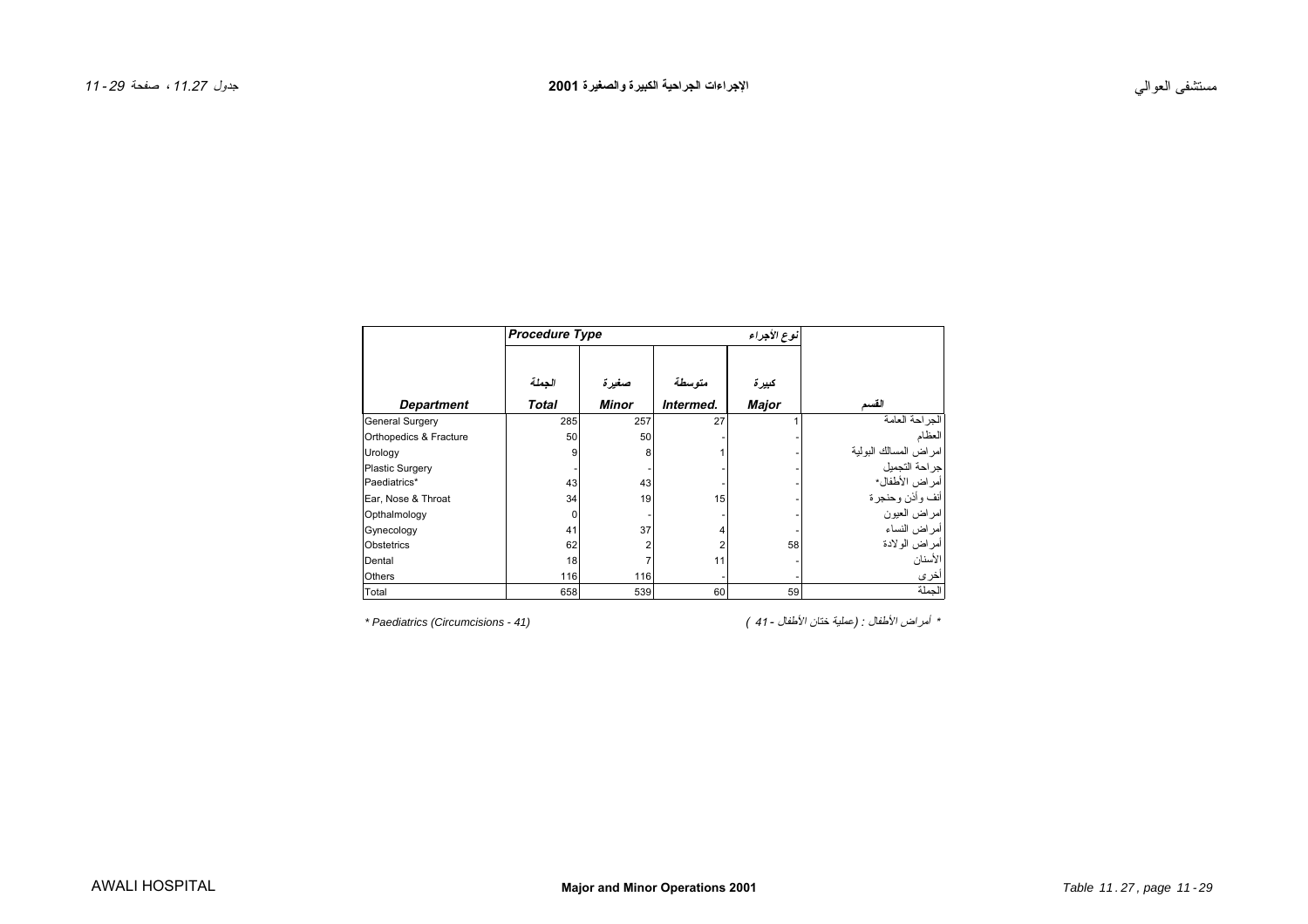# الإجراءات الجراحية الكبيرة والصغيرة 2001

# Major and Minor Operations 2001

| | Procedure Type | | | نوع الأجراء | |
|---|---|---|---|---|---|
| | الجملة | صغيرة | متوسطة | كبيرة | |
| Department | Total | Minor | Intermed. | Major | القسم |
| General Surgery | 285 | 257 | 27 | 1 | الجراحة العامة |
| Orthopedics & Fracture | 50 | 50 | - | - | العظام |
| Urology | 9 | 8 | 1 | - | امراض المسالك البولية |
| Plastic Surgery | - | - | - | - | جراحة التجميل |
| Paediatrics* | 43 | 43 | - | - | أمراض الأطفال* |
| Ear, Nose & Throat | 34 | 19 | 15 | - | أنف وأذن وحنجرة |
| Opthalmology | 0 | - | - | - | امراض العيون |
| Gynecology | 41 | 37 | 4 | - | أمراض النساء |
| Obstetrics | 62 | 2 | 2 | 58 | أمراض الولادة |
| Dental | 18 | 7 | 11 | - | الأسنان |
| Others | 116 | 116 | - | - | أخرى |
| Total | 658 | 539 | 60 | 59 | الجملة |

*\* Paediatrics (Circumcisions - 41)*

*\* أمراض الأطفال : (عملية ختان الأطفال - 41 )*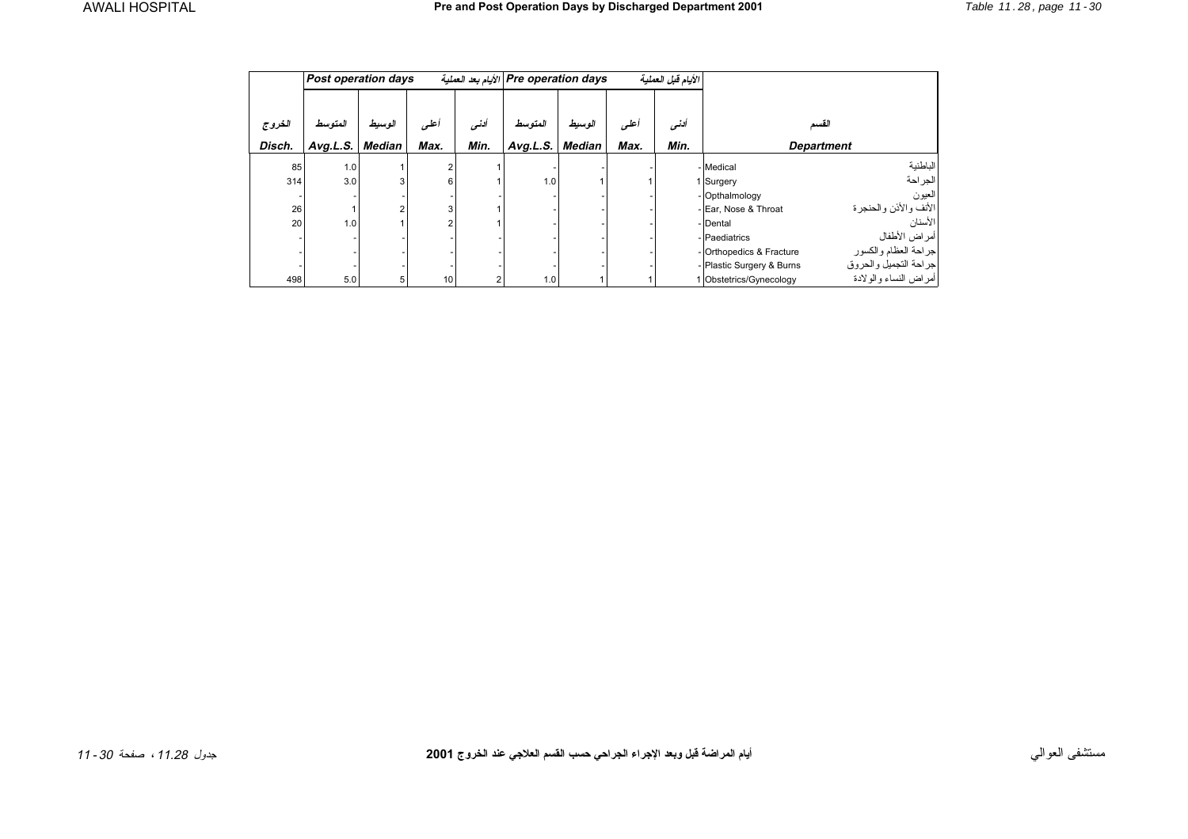# Pre and Post Operation Days by Discharged Department 2001

| الخروج | Post operation days | | | الأيام بعد العملية | Pre operation days | | | الأيام قبل العملية | | |
|---|---|---|---|---|---|---|---|---|---|---|
| الخروج | المتوسط | الوسيط | أعلى | أدنى | المتوسط | الوسيط | أعلى | أدنى | | القسم |
| Disch. | Avg.L.S. | Median | Max. | Min. | Avg.L.S. | Median | Max. | Min. | Department | |
| 85 | 1.0 | 1 | 2 | 1 | - | - | - | - | Medical | الباطنية |
| 314 | 3.0 | 3 | 6 | 1 | 1.0 | 1 | 1 | 1 | Surgery | الجراحة |
| - | - | - | - | - | - | - | - | - | Opthalmology | العيون |
| 26 | 1 | 2 | 3 | 1 | - | - | - | - | Ear, Nose & Throat | الأنف والأذن والحنجرة |
| 20 | 1.0 | 1 | 2 | 1 | - | - | - | - | Dental | الأسنان |
| - | - | - | - | - | - | - | - | - | Paediatrics | أمراض الأطفال |
| - | - | - | - | - | - | - | - | - | Orthopedics & Fracture | جراحة العظام والكسور |
| - | - | - | - | - | - | - | - | - | Plastic Surgery & Burns | جراحة التجميل والحروق |
| 498 | 5.0 | 5 | 10 | 2 | 1.0 | 1 | 1 | 1 | Obstetrics/Gynecology | أمراض النساء والولادة |

أيام المراضة قبل وبعد الإجراء الجراحي حسب القسم العلاجي عند الخروج 2001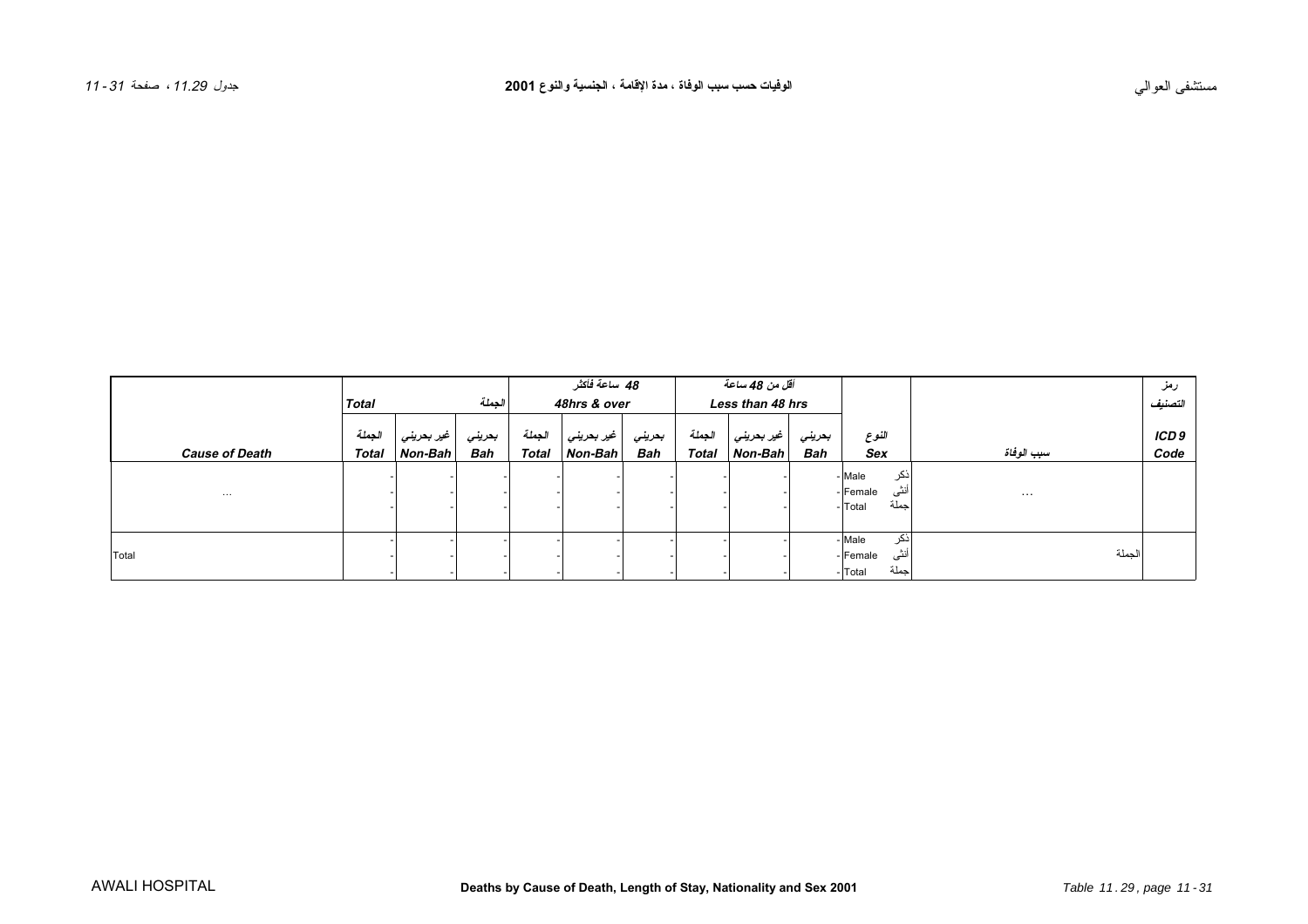# مستشفى العوالي

## الوفيات حسب سبب الوفاة ، مدة الإقامة ، الجنسية والنوع 2001

جدول 11.29 ، صفحة 31 - 11

| | Total | | الجملة | 48 ساعة فأكثر 48hrs & over | | | أقل من 48 ساعة Less than 48 hrs | | | | | رمز التصنيف |
|---|---|---|---|---|---|---|---|---|---|---|---|---|
| **Cause of Death** | الجملة **Total** | غير بحريني **Non-Bah** | بحريني **Bah** | الجملة **Total** | غير بحريني **Non-Bah** | بحريني **Bah** | الجملة **Total** | غير بحريني **Non-Bah** | بحريني **Bah** | النوع **Sex** | سبب الوفاة | **ICD 9 Code** |
| ... | - | - | - | - | - | - | - | - | - | Male ذكر | ... | |
| | - | - | - | - | - | - | - | - | - | Female أنثى | | |
| | - | - | - | - | - | - | - | - | - | Total جملة | | |
| Total | - | - | - | - | - | - | - | - | - | Male ذكر | الجملة | |
| | - | - | - | - | - | - | - | - | - | Female أنثى | | |
| | - | - | - | - | - | - | - | - | - | Total جملة | | |

AWALI HOSPITAL

**Deaths by Cause of Death, Length of Stay, Nationality and Sex 2001**

*Table 11.29, page 11 - 31*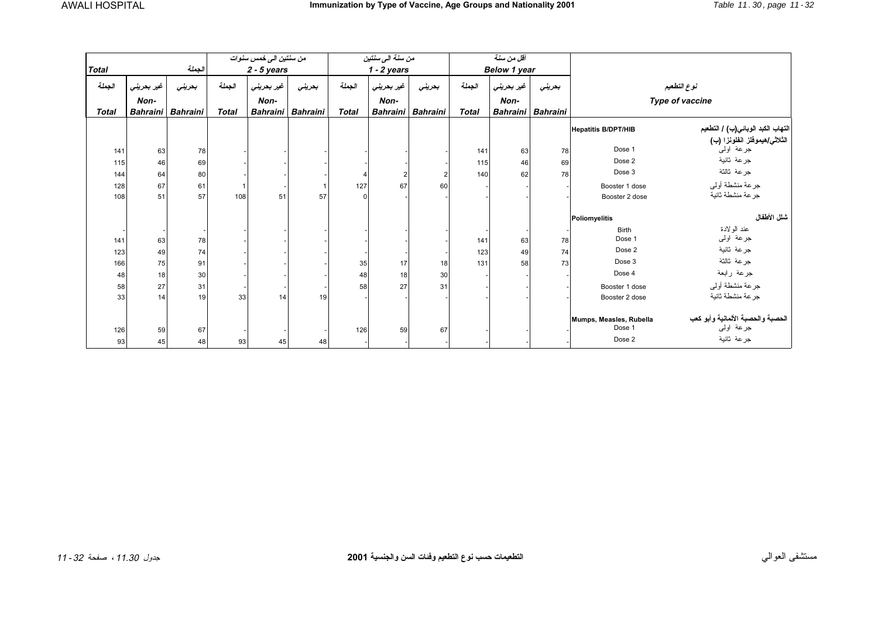# Immunization by Type of Vaccine, Age Groups and Nationality 2001

## التطعيمات حسب نوع التطعيم وفئات السن والجنسية 2001

AWALI HOSPITAL — مستشفى العوالي

Table 11.30 — جدول 11.30

| Total الجملة | | | 2 - 5 years من سنتين الى خمس سنوات | | | 1 - 2 years من سنة الى سنتين | | | Below 1 year أقل من سنة | | | | |
|---|---|---|---|---|---|---|---|---|---|---|---|---|---|
| Total الجملة | Non-Bahraini غير بحريني | Bahraini بحريني | Total الجملة | Non-Bahraini غير بحريني | Bahraini بحريني | Total الجملة | Non-Bahraini غير بحريني | Bahraini بحريني | Total الجملة | Non-Bahraini غير بحريني | Bahraini بحريني | Type of vaccine | نوع التطعيم |
| | | | | | | | | | | | | **Hepatitis B/DPT/HIB** | **التهاب الكبد الوبائي(ب) / التطعيم الثلاثي/هيموفلز انفلونزا (ب)** |
| 141 | 63 | 78 | - | - | - | - | - | - | 141 | 63 | 78 | Dose 1 | جرعة اولى |
| 115 | 46 | 69 | - | - | - | - | - | - | 115 | 46 | 69 | Dose 2 | جرعة ثانية |
| 144 | 64 | 80 | - | - | - | 4 | 2 | 2 | 140 | 62 | 78 | Dose 3 | جرعة ثالثة |
| 128 | 67 | 61 | 1 | - | 1 | 127 | 67 | 60 | - | - | - | Booster 1 dose | جرعة منشطة أولى |
| 108 | 51 | 57 | 108 | 51 | 57 | 0 | - | - | - | - | - | Booster 2 dose | جرعة منشطة ثانية |
| | | | | | | | | | | | | **Poliomyelitis** | **شلل الأطفال** |
| - | - | - | - | - | - | - | - | - | - | - | - | Birth | عند الولادة |
| 141 | 63 | 78 | - | - | - | - | - | - | 141 | 63 | 78 | Dose 1 | جرعة اولى |
| 123 | 49 | 74 | - | - | - | - | - | - | 123 | 49 | 74 | Dose 2 | جرعة ثانية |
| 166 | 75 | 91 | - | - | - | 35 | 17 | 18 | 131 | 58 | 73 | Dose 3 | جرعة ثالثة |
| 48 | 18 | 30 | - | - | - | 48 | 18 | 30 | - | - | - | Dose 4 | جرعة رابعة |
| 58 | 27 | 31 | - | - | - | 58 | 27 | 31 | - | - | - | Booster 1 dose | جرعة منشطة أولى |
| 33 | 14 | 19 | 33 | 14 | 19 | - | - | - | - | - | - | Booster 2 dose | جرعة منشطة ثانية |
| | | | | | | | | | | | | **Mumps, Measles, Rubella** | **الحصبة والحصبة الألمانية وأبو كعب** |
| 126 | 59 | 67 | - | - | - | 126 | 59 | 67 | - | - | - | Dose 1 | جرعة اولى |
| 93 | 45 | 48 | 93 | 45 | 48 | - | - | - | - | - | - | Dose 2 | جرعة ثانية |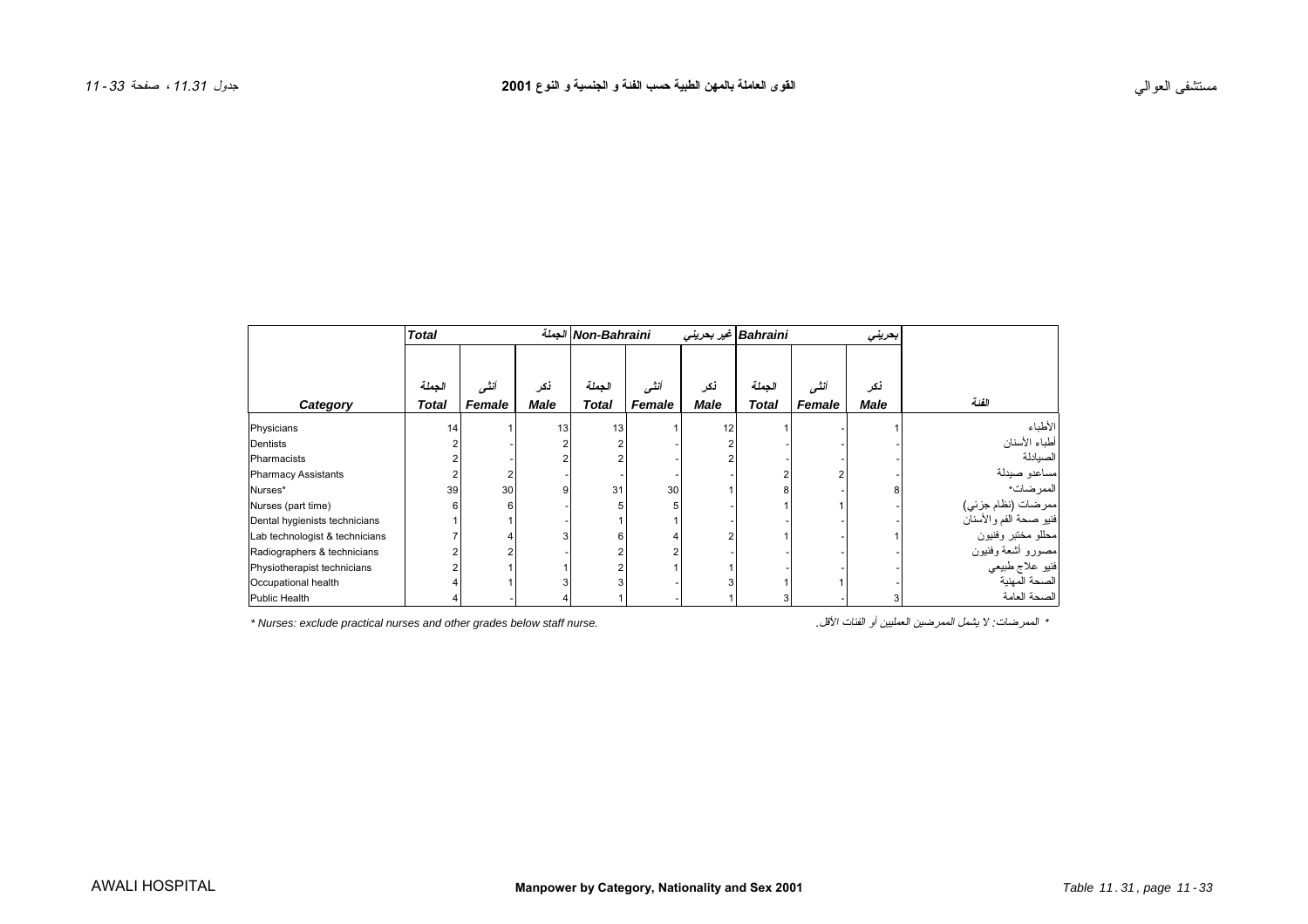# مستشفى العوالي — القوى العاملة بالمهن الطبية حسب الفئة و الجنسية و النوع 2001 — جدول 11.31 ، صفحة 33 - 11

| | Total | | الجملة | Non-Bahraini | | غير بحريني | Bahraini | | بحريني | |
|---|---|---|---|---|---|---|---|---|---|---|
| | الجملة | أنثى | ذكر | الجملة | أنثى | ذكر | الجملة | أنثى | ذكر | |
| Category | Total | Female | Male | Total | Female | Male | Total | Female | Male | الفئة |
| Physicians | 14 | 1 | 13 | 13 | 1 | 12 | 1 | - | 1 | الأطباء |
| Dentists | 2 | - | 2 | 2 | - | 2 | - | - | - | أطباء الأسنان |
| Pharmacists | 2 | - | 2 | 2 | - | 2 | - | - | - | الصيادلة |
| Pharmacy Assistants | 2 | 2 | - | - | - | - | 2 | 2 | - | مساعدو صيدلة |
| Nurses* | 39 | 30 | 9 | 31 | 30 | 1 | 8 | - | 8 | الممرضات* |
| Nurses (part time) | 6 | 6 | - | 5 | 5 | - | 1 | 1 | - | ممرضات (نظام جزئي) |
| Dental hygienists technicians | 1 | 1 | - | 1 | 1 | - | - | - | - | فنيو صحة الفم والأسنان |
| Lab technologist & technicians | 7 | 4 | 3 | 6 | 4 | 2 | 1 | - | 1 | محللو مختبر وفنيون |
| Radiographers & technicians | 2 | 2 | - | 2 | 2 | - | - | - | - | مصورو أشعة وفنيون |
| Physiotherapist technicians | 2 | 1 | 1 | 2 | 1 | 1 | - | - | - | فنيو علاج طبيعي |
| Occupational health | 4 | 1 | 3 | 3 | - | 3 | 1 | 1 | - | الصحة المهنية |
| Public Health | 4 | - | 4 | 1 | - | 1 | 3 | - | 3 | الصحة العامة |

* Nurses: exclude practical nurses and other grades below staff nurse.

* الممرضات: لا يشمل الممرضين العمليين أو الفئات الأقل.

AWALI HOSPITAL — Manpower by Category, Nationality and Sex 2001 — Table 11.31, page 11 - 33